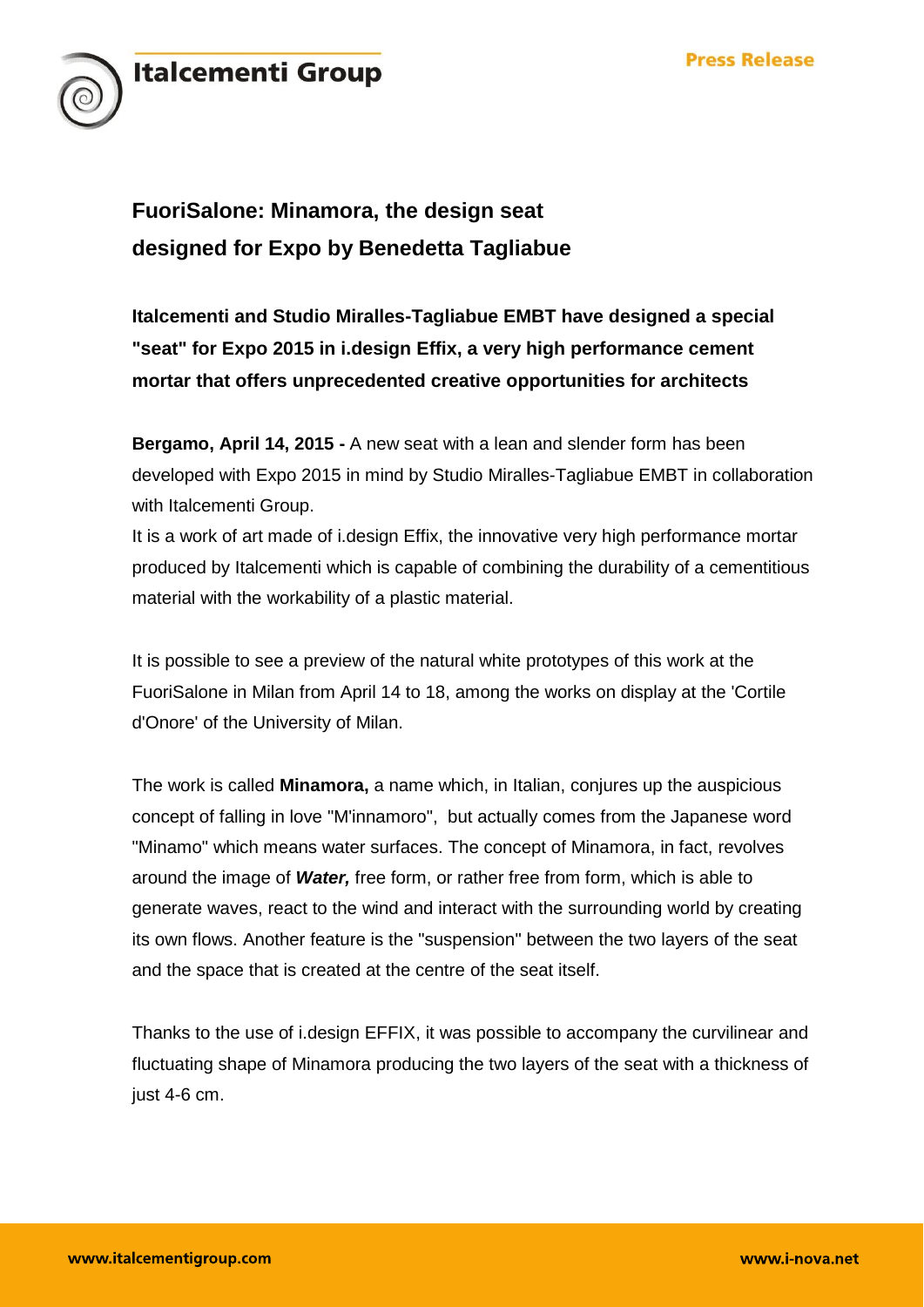# FuoriSalone: Minamora, the design seat designed for Expo by Benedetta Tagliabue

**Italcementi and Studio Miralles-Tagliabue EMBT have designed a special "seat" for Expo 2015 in i.design Effix, a very high performance cement mortar that offers unprecedented creative opportunities for architects**

**Bergamo, April 14, 2015 -** A new seat with a lean and slender form has been developed with Expo 2015 in mind by Studio Miralles-Tagliabue EMBT in collaboration with Italcementi Group.
It is a work of art made of i.design Effix, the innovative very high performance mortar produced by Italcementi which is capable of combining the durability of a cementitious material with the workability of a plastic material.

It is possible to see a preview of the natural white prototypes of this work at the FuoriSalone in Milan from April 14 to 18, among the works on display at the 'Cortile d'Onore' of the University of Milan.

The work is called **Minamora,** a name which, in Italian, conjures up the auspicious concept of falling in love "M'innamoro", but actually comes from the Japanese word "Minamo" which means water surfaces. The concept of Minamora, in fact, revolves around the image of ***Water,*** free form, or rather free from form, which is able to generate waves, react to the wind and interact with the surrounding world by creating its own flows. Another feature is the "suspension" between the two layers of the seat and the space that is created at the centre of the seat itself.

Thanks to the use of i.design EFFIX, it was possible to accompany the curvilinear and fluctuating shape of Minamora producing the two layers of the seat with a thickness of just 4-6 cm.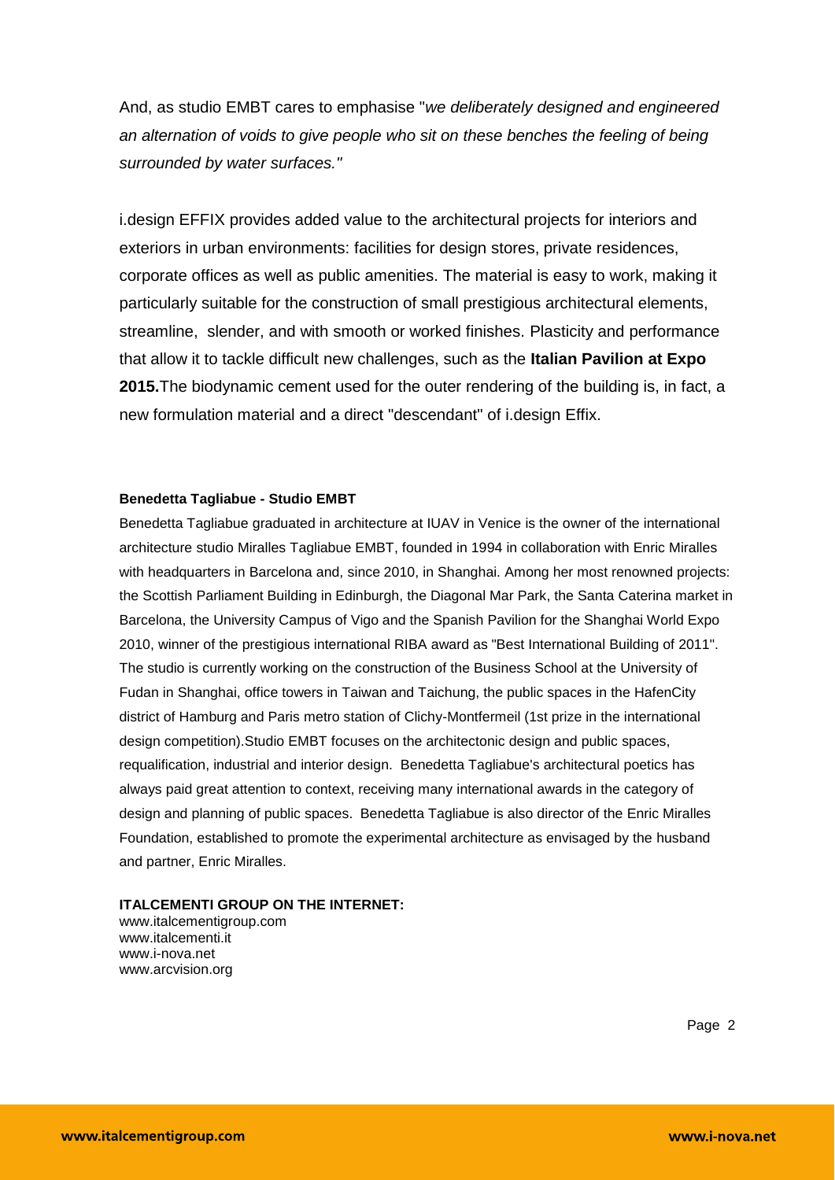And, as studio EMBT cares to emphasise "*we deliberately designed and engineered an alternation of voids to give people who sit on these benches the feeling of being surrounded by water surfaces."*

i.design EFFIX provides added value to the architectural projects for interiors and exteriors in urban environments: facilities for design stores, private residences, corporate offices as well as public amenities. The material is easy to work, making it particularly suitable for the construction of small prestigious architectural elements, streamline, slender, and with smooth or worked finishes. Plasticity and performance that allow it to tackle difficult new challenges, such as the **Italian Pavilion at Expo 2015.**The biodynamic cement used for the outer rendering of the building is, in fact, a new formulation material and a direct "descendant" of i.design Effix.

**Benedetta Tagliabue - Studio EMBT**

Benedetta Tagliabue graduated in architecture at IUAV in Venice is the owner of the international architecture studio Miralles Tagliabue EMBT, founded in 1994 in collaboration with Enric Miralles with headquarters in Barcelona and, since 2010, in Shanghai. Among her most renowned projects: the Scottish Parliament Building in Edinburgh, the Diagonal Mar Park, the Santa Caterina market in Barcelona, the University Campus of Vigo and the Spanish Pavilion for the Shanghai World Expo 2010, winner of the prestigious international RIBA award as "Best International Building of 2011". The studio is currently working on the construction of the Business School at the University of Fudan in Shanghai, office towers in Taiwan and Taichung, the public spaces in the HafenCity district of Hamburg and Paris metro station of Clichy-Montfermeil (1st prize in the international design competition).Studio EMBT focuses on the architectonic design and public spaces, requalification, industrial and interior design. Benedetta Tagliabue's architectural poetics has always paid great attention to context, receiving many international awards in the category of design and planning of public spaces. Benedetta Tagliabue is also director of the Enric Miralles Foundation, established to promote the experimental architecture as envisaged by the husband and partner, Enric Miralles.

**ITALCEMENTI GROUP ON THE INTERNET:**

www.italcementigroup.com
www.italcementi.it
www.i-nova.net
www.arcvision.org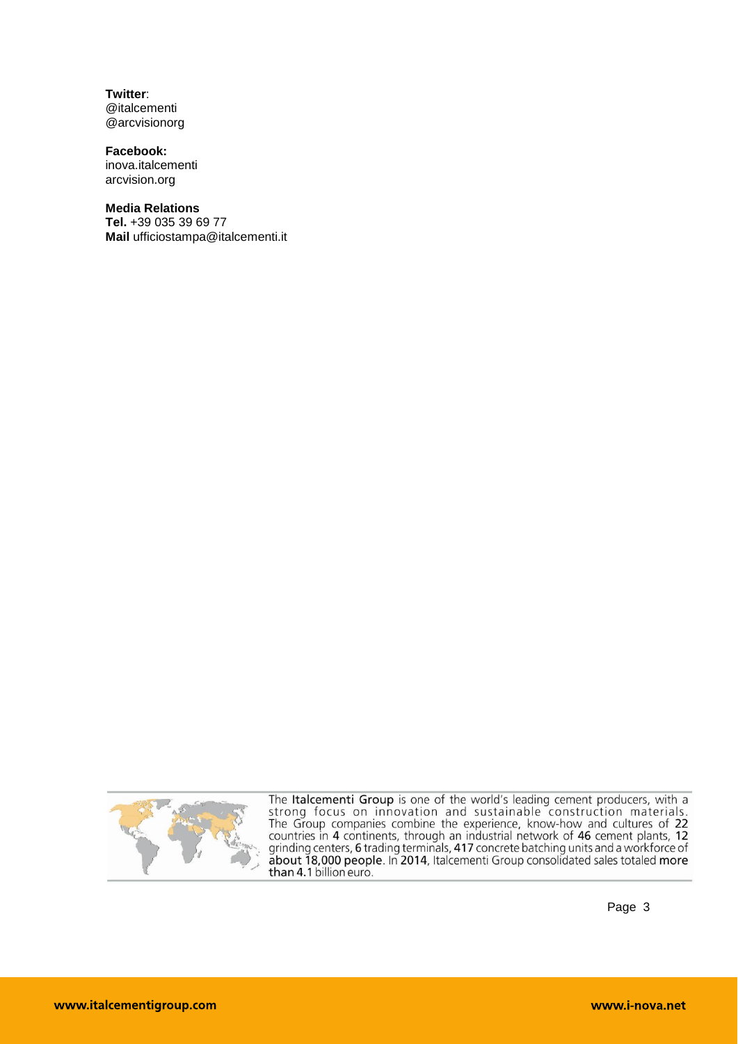**Twitter**:
@italcementi
@arcvisionorg

**Facebook:**
inova.italcementi
arcvision.org

**Media Relations**
**Tel.** +39 035 39 69 77
**Mail** ufficiostampa@italcementi.it

The **Italcementi Group** is one of the world's leading cement producers, with a strong focus on innovation and sustainable construction materials. The Group companies combine the experience, know-how and cultures of **22** countries in **4** continents, through an industrial network of **46** cement plants, **12** grinding centers, **6** trading terminals, **417** concrete batching units and a workforce of **about 18,000 people**. In **2014**, Italcementi Group consolidated sales totaled **more than 4.1** billion euro.

**www.italcementigroup.com** **www.i-nova.net**